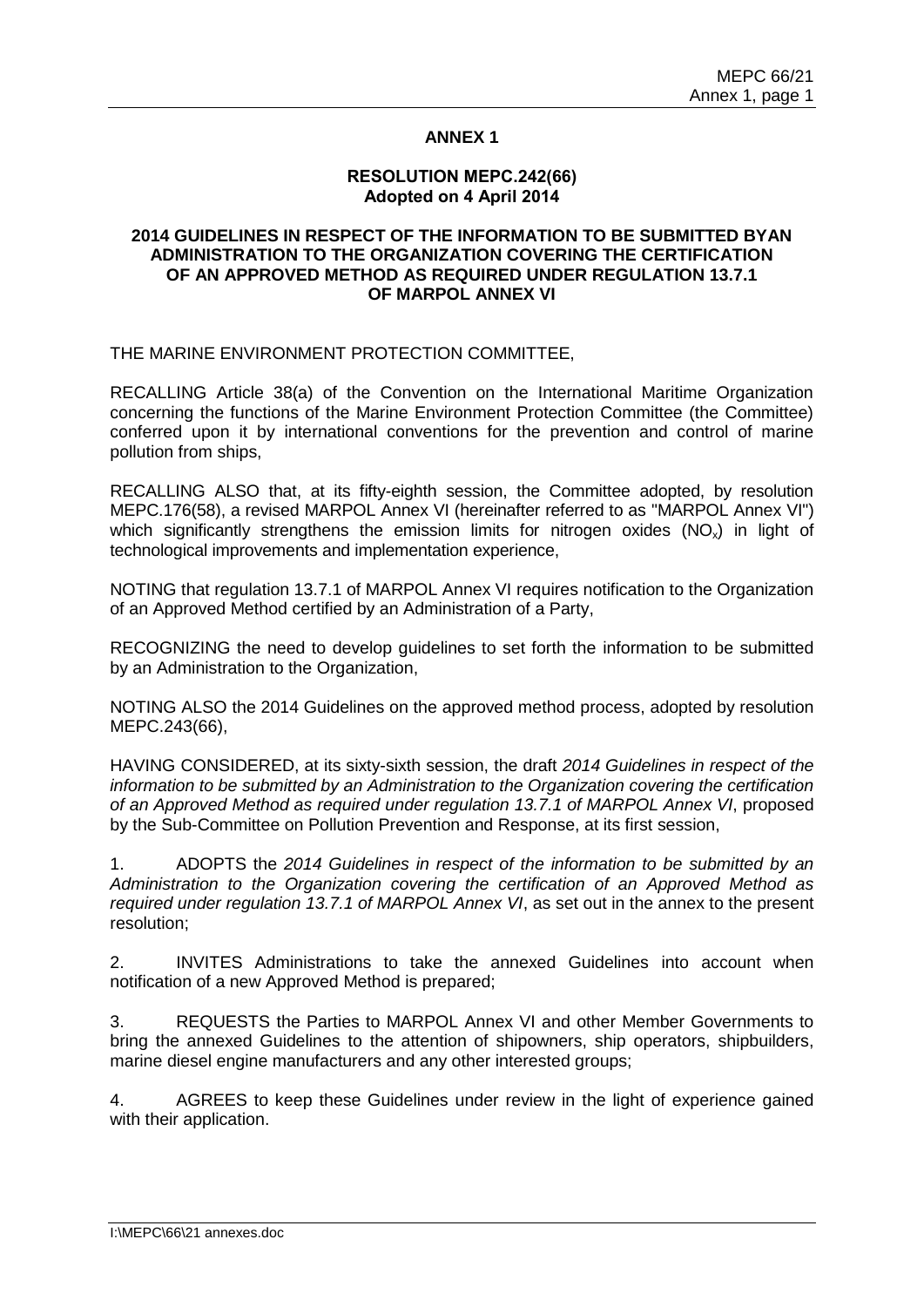## ANNEX 1

### RESOLUTION MEPC.242(66)
### Adopted on 4 April 2014

### 2014 GUIDELINES IN RESPECT OF THE INFORMATION TO BE SUBMITTED BYAN ADMINISTRATION TO THE ORGANIZATION COVERING THE CERTIFICATION OF AN APPROVED METHOD AS REQUIRED UNDER REGULATION 13.7.1 OF MARPOL ANNEX VI

THE MARINE ENVIRONMENT PROTECTION COMMITTEE,

RECALLING Article 38(a) of the Convention on the International Maritime Organization concerning the functions of the Marine Environment Protection Committee (the Committee) conferred upon it by international conventions for the prevention and control of marine pollution from ships,

RECALLING ALSO that, at its fifty-eighth session, the Committee adopted, by resolution MEPC.176(58), a revised MARPOL Annex VI (hereinafter referred to as "MARPOL Annex VI") which significantly strengthens the emission limits for nitrogen oxides ($NO_x$) in light of technological improvements and implementation experience,

NOTING that regulation 13.7.1 of MARPOL Annex VI requires notification to the Organization of an Approved Method certified by an Administration of a Party,

RECOGNIZING the need to develop guidelines to set forth the information to be submitted by an Administration to the Organization,

NOTING ALSO the 2014 Guidelines on the approved method process, adopted by resolution MEPC.243(66),

HAVING CONSIDERED, at its sixty-sixth session, the draft *2014 Guidelines in respect of the information to be submitted by an Administration to the Organization covering the certification of an Approved Method as required under regulation 13.7.1 of MARPOL Annex VI*, proposed by the Sub-Committee on Pollution Prevention and Response, at its first session,

1. ADOPTS the *2014 Guidelines in respect of the information to be submitted by an Administration to the Organization covering the certification of an Approved Method as required under regulation 13.7.1 of MARPOL Annex VI*, as set out in the annex to the present resolution;

2. INVITES Administrations to take the annexed Guidelines into account when notification of a new Approved Method is prepared;

3. REQUESTS the Parties to MARPOL Annex VI and other Member Governments to bring the annexed Guidelines to the attention of shipowners, ship operators, shipbuilders, marine diesel engine manufacturers and any other interested groups;

4. AGREES to keep these Guidelines under review in the light of experience gained with their application.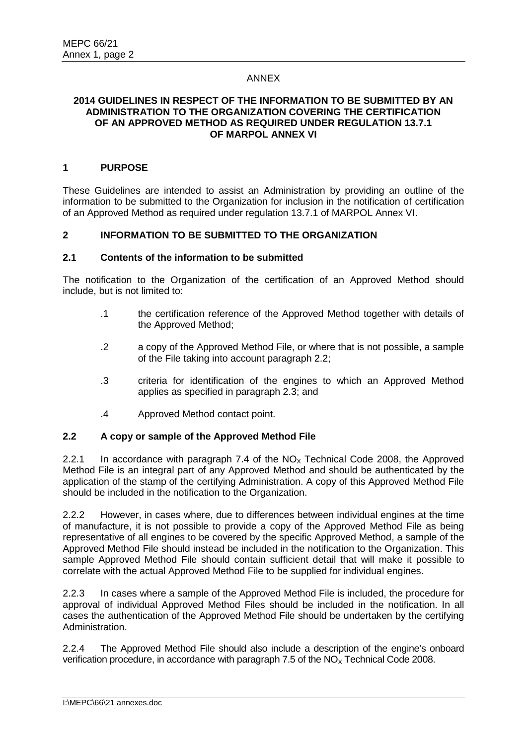ANNEX

**2014 GUIDELINES IN RESPECT OF THE INFORMATION TO BE SUBMITTED BY AN ADMINISTRATION TO THE ORGANIZATION COVERING THE CERTIFICATION OF AN APPROVED METHOD AS REQUIRED UNDER REGULATION 13.7.1 OF MARPOL ANNEX VI**

## 1 PURPOSE

These Guidelines are intended to assist an Administration by providing an outline of the information to be submitted to the Organization for inclusion in the notification of certification of an Approved Method as required under regulation 13.7.1 of MARPOL Annex VI.

## 2 INFORMATION TO BE SUBMITTED TO THE ORGANIZATION

### 2.1 Contents of the information to be submitted

The notification to the Organization of the certification of an Approved Method should include, but is not limited to:

.1 the certification reference of the Approved Method together with details of the Approved Method;

.2 a copy of the Approved Method File, or where that is not possible, a sample of the File taking into account paragraph 2.2;

.3 criteria for identification of the engines to which an Approved Method applies as specified in paragraph 2.3; and

.4 Approved Method contact point.

### 2.2 A copy or sample of the Approved Method File

2.2.1 In accordance with paragraph 7.4 of the $NO_X$ Technical Code 2008, the Approved Method File is an integral part of any Approved Method and should be authenticated by the application of the stamp of the certifying Administration. A copy of this Approved Method File should be included in the notification to the Organization.

2.2.2 However, in cases where, due to differences between individual engines at the time of manufacture, it is not possible to provide a copy of the Approved Method File as being representative of all engines to be covered by the specific Approved Method, a sample of the Approved Method File should instead be included in the notification to the Organization. This sample Approved Method File should contain sufficient detail that will make it possible to correlate with the actual Approved Method File to be supplied for individual engines.

2.2.3 In cases where a sample of the Approved Method File is included, the procedure for approval of individual Approved Method Files should be included in the notification. In all cases the authentication of the Approved Method File should be undertaken by the certifying Administration.

2.2.4 The Approved Method File should also include a description of the engine's onboard verification procedure, in accordance with paragraph 7.5 of the $NO_X$ Technical Code 2008.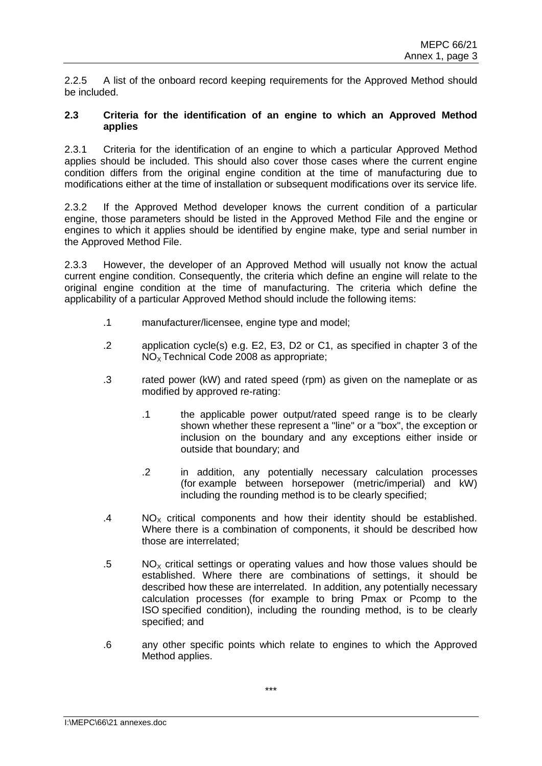2.2.5 A list of the onboard record keeping requirements for the Approved Method should be included.

### 2.3 Criteria for the identification of an engine to which an Approved Method applies

2.3.1 Criteria for the identification of an engine to which a particular Approved Method applies should be included. This should also cover those cases where the current engine condition differs from the original engine condition at the time of manufacturing due to modifications either at the time of installation or subsequent modifications over its service life.

2.3.2 If the Approved Method developer knows the current condition of a particular engine, those parameters should be listed in the Approved Method File and the engine or engines to which it applies should be identified by engine make, type and serial number in the Approved Method File.

2.3.3 However, the developer of an Approved Method will usually not know the actual current engine condition. Consequently, the criteria which define an engine will relate to the original engine condition at the time of manufacturing. The criteria which define the applicability of a particular Approved Method should include the following items:

.1 manufacturer/licensee, engine type and model;

.2 application cycle(s) e.g. E2, E3, D2 or C1, as specified in chapter 3 of the $NO_X$ Technical Code 2008 as appropriate;

.3 rated power (kW) and rated speed (rpm) as given on the nameplate or as modified by approved re-rating:

  .1 the applicable power output/rated speed range is to be clearly shown whether these represent a "line" or a "box", the exception or inclusion on the boundary and any exceptions either inside or outside that boundary; and

  .2 in addition, any potentially necessary calculation processes (for example between horsepower (metric/imperial) and kW) including the rounding method is to be clearly specified;

.4 $NO_X$ critical components and how their identity should be established. Where there is a combination of components, it should be described how those are interrelated;

.5 $NO_X$ critical settings or operating values and how those values should be established. Where there are combinations of settings, it should be described how these are interrelated. In addition, any potentially necessary calculation processes (for example to bring Pmax or Pcomp to the ISO specified condition), including the rounding method, is to be clearly specified; and

.6 any other specific points which relate to engines to which the Approved Method applies.

***